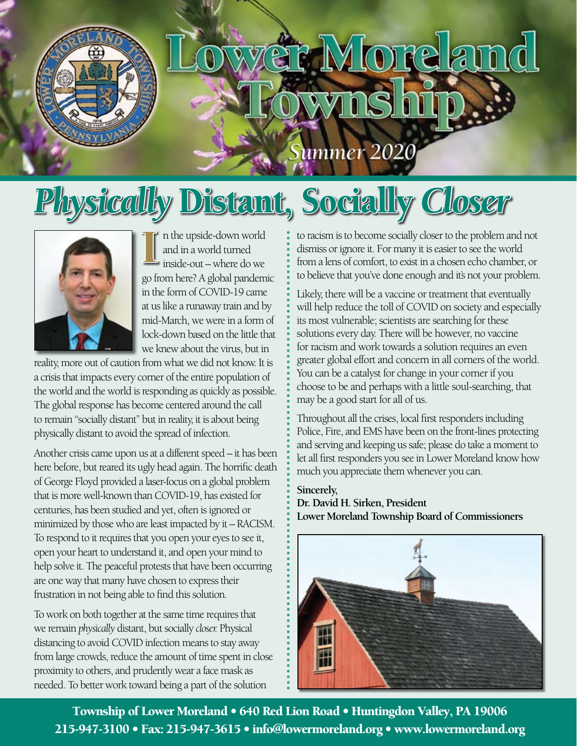# Lower Moreland Township

Summer 2020

## *Physically* Distant, Socially *Closer*

In the upside-down world and in a world turned inside-out – where do we go from here? A global pandemic in the form of COVID-19 came at us like a runaway train and by mid-March, we were in a form of lock-down based on the little that we knew about the virus, but in reality, more out of caution from what we did not know. It is a crisis that impacts every corner of the entire population of the world and the world is responding as quickly as possible. The global response has become centered around the call to remain "socially distant" but in reality, it is about being physically distant to avoid the spread of infection.

Another crisis came upon us at a different speed – it has been here before, but reared its ugly head again. The horrific death of George Floyd provided a laser-focus on a global problem that is more well-known than COVID-19, has existed for centuries, has been studied and yet, often is ignored or minimized by those who are least impacted by it – RACISM. To respond to it requires that you open your eyes to see it, open your heart to understand it, and open your mind to help solve it. The peaceful protests that have been occurring are one way that many have chosen to express their frustration in not being able to find this solution.

To work on both together at the same time requires that we remain *physically* distant, but socially *closer.* Physical distancing to avoid COVID infection means to stay away from large crowds, reduce the amount of time spent in close proximity to others, and prudently wear a face mask as needed. To better work toward being a part of the solution to racism is to become socially closer to the problem and not dismiss or ignore it. For many it is easier to see the world from a lens of comfort, to exist in a chosen echo chamber, or to believe that you've done enough and it's not your problem.

Likely, there will be a vaccine or treatment that eventually will help reduce the toll of COVID on society and especially its most vulnerable; scientists are searching for these solutions every day. There will be however, no vaccine for racism and work towards a solution requires an even greater global effort and concern in all corners of the world. You can be a catalyst for change in your corner if you choose to be and perhaps with a little soul-searching, that may be a good start for all of us.

Throughout all the crises, local first responders including Police, Fire, and EMS have been on the front-lines protecting and serving and keeping us safe; please do take a moment to let all first responders you see in Lower Moreland know how much you appreciate them whenever you can.

**Sincerely,**
**Dr. David H. Sirken, President**
**Lower Moreland Township Board of Commissioners**

**Township of Lower Moreland • 640 Red Lion Road • Huntingdon Valley, PA 19006**
**215-947-3100 • Fax: 215-947-3615 • info@lowermoreland.org • www.lowermoreland.org**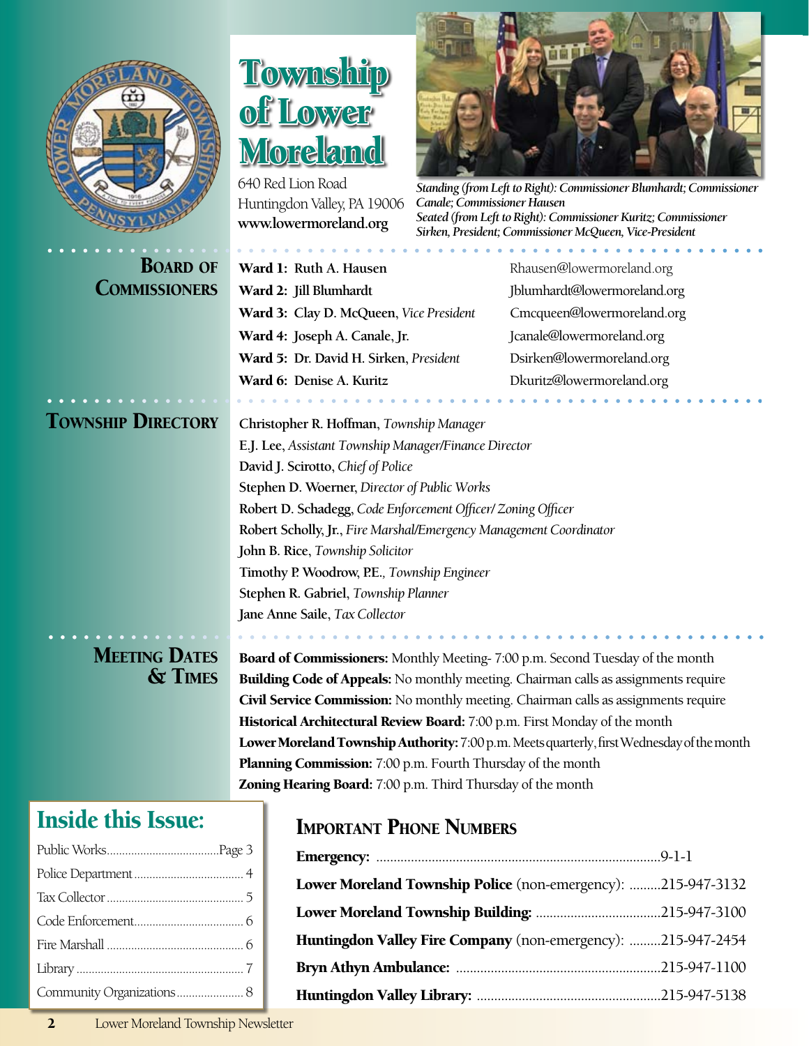# Township of Lower Moreland

640 Red Lion Road
Huntingdon Valley, PA 19006
**www.lowermoreland.org**

*Standing (from Left to Right): Commissioner Blumhardt; Commissioner Canale; Commissioner Hausen*
*Seated (from Left to Right): Commissioner Kuritz; Commissioner Sirken, President; Commissioner McQueen, Vice-President*

## Board of Commissioners

| Ward | Name | Email |
|---|---|---|
| **Ward 1:** | **Ruth A. Hausen** | Rhausen@lowermoreland.org |
| **Ward 2:** | **Jill Blumhardt** | Jblumhardt@lowermoreland.org |
| **Ward 3:** | **Clay D. McQueen**, *Vice President* | Cmcqueen@lowermoreland.org |
| **Ward 4:** | **Joseph A. Canale, Jr.** | Jcanale@lowermoreland.org |
| **Ward 5:** | **Dr. David H. Sirken**, *President* | Dsirken@lowermoreland.org |
| **Ward 6:** | **Denise A. Kuritz** | Dkuritz@lowermoreland.org |

## Township Directory

**Christopher R. Hoffman**, *Township Manager*
**E.J. Lee**, *Assistant Township Manager/Finance Director*
**David J. Scirotto**, *Chief of Police*
**Stephen D. Woerner**, *Director of Public Works*
**Robert D. Schadegg**, *Code Enforcement Officer/ Zoning Officer*
**Robert Scholly, Jr.**, *Fire Marshal/Emergency Management Coordinator*
**John B. Rice**, *Township Solicitor*
**Timothy P. Woodrow, P.E.**, *Township Engineer*
**Stephen R. Gabriel**, *Township Planner*
**Jane Anne Saile**, *Tax Collector*

## Meeting Dates & Times

**Board of Commissioners:** Monthly Meeting- 7:00 p.m. Second Tuesday of the month
**Building Code of Appeals:** No monthly meeting. Chairman calls as assignments require
**Civil Service Commission:** No monthly meeting. Chairman calls as assignments require
**Historical Architectural Review Board:** 7:00 p.m. First Monday of the month
**Lower Moreland Township Authority:** 7:00 p.m. Meets quarterly, first Wednesday of the month
**Planning Commission:** 7:00 p.m. Fourth Thursday of the month
**Zoning Hearing Board:** 7:00 p.m. Third Thursday of the month

## Inside this Issue:

| | |
|---|---|
| Public Works | Page 3 |
| Police Department | 4 |
| Tax Collector | 5 |
| Code Enforcement | 6 |
| Fire Marshall | 6 |
| Library | 7 |
| Community Organizations | 8 |

## Important Phone Numbers

| | |
|---|---|
| **Emergency:** | 9-1-1 |
| **Lower Moreland Township Police** (non-emergency): | 215-947-3132 |
| **Lower Moreland Township Building:** | 215-947-3100 |
| **Huntingdon Valley Fire Company** (non-emergency): | 215-947-2454 |
| **Bryn Athyn Ambulance:** | 215-947-1100 |
| **Huntingdon Valley Library:** | 215-947-5138 |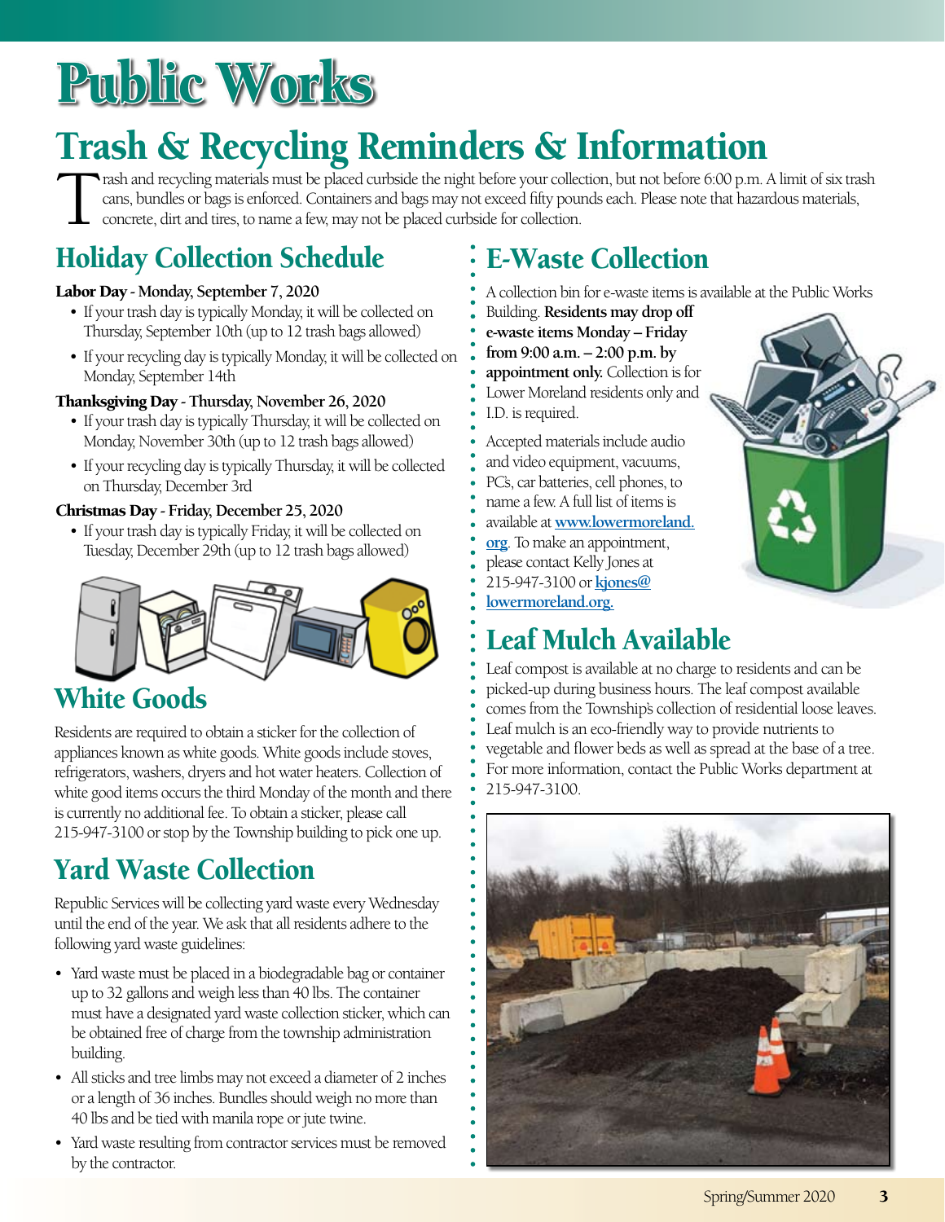# Public Works

## Trash & Recycling Reminders & Information

Trash and recycling materials must be placed curbside the night before your collection, but not before 6:00 p.m. A limit of six trash cans, bundles or bags is enforced. Containers and bags may not exceed fifty pounds each. Please note that hazardous materials, concrete, dirt and tires, to name a few, may not be placed curbside for collection.

### Holiday Collection Schedule

**Labor Day - Monday, September 7, 2020**

- If your trash day is typically Monday, it will be collected on Thursday, September 10th (up to 12 trash bags allowed)
- If your recycling day is typically Monday, it will be collected on Monday, September 14th

**Thanksgiving Day - Thursday, November 26, 2020**

- If your trash day is typically Thursday, it will be collected on Monday, November 30th (up to 12 trash bags allowed)
- If your recycling day is typically Thursday, it will be collected on Thursday, December 3rd

**Christmas Day - Friday, December 25, 2020**

- If your trash day is typically Friday, it will be collected on Tuesday, December 29th (up to 12 trash bags allowed)

### White Goods

Residents are required to obtain a sticker for the collection of appliances known as white goods. White goods include stoves, refrigerators, washers, dryers and hot water heaters. Collection of white good items occurs the third Monday of the month and there is currently no additional fee. To obtain a sticker, please call 215-947-3100 or stop by the Township building to pick one up.

### Yard Waste Collection

Republic Services will be collecting yard waste every Wednesday until the end of the year. We ask that all residents adhere to the following yard waste guidelines:

- Yard waste must be placed in a biodegradable bag or container up to 32 gallons and weigh less than 40 lbs. The container must have a designated yard waste collection sticker, which can be obtained free of charge from the township administration building.
- All sticks and tree limbs may not exceed a diameter of 2 inches or a length of 36 inches. Bundles should weigh no more than 40 lbs and be tied with manila rope or jute twine.
- Yard waste resulting from contractor services must be removed by the contractor.

### E-Waste Collection

A collection bin for e-waste items is available at the Public Works Building. **Residents may drop off e-waste items Monday – Friday from 9:00 a.m. – 2:00 p.m. by appointment only.** Collection is for Lower Moreland residents only and I.D. is required.

Accepted materials include audio and video equipment, vacuums, PC's, car batteries, cell phones, to name a few. A full list of items is available at **www.lowermoreland.org**. To make an appointment, please contact Kelly Jones at 215-947-3100 or **kjones@lowermoreland.org.**

### Leaf Mulch Available

Leaf compost is available at no charge to residents and can be picked-up during business hours. The leaf compost available comes from the Township's collection of residential loose leaves. Leaf mulch is an eco-friendly way to provide nutrients to vegetable and flower beds as well as spread at the base of a tree. For more information, contact the Public Works department at 215-947-3100.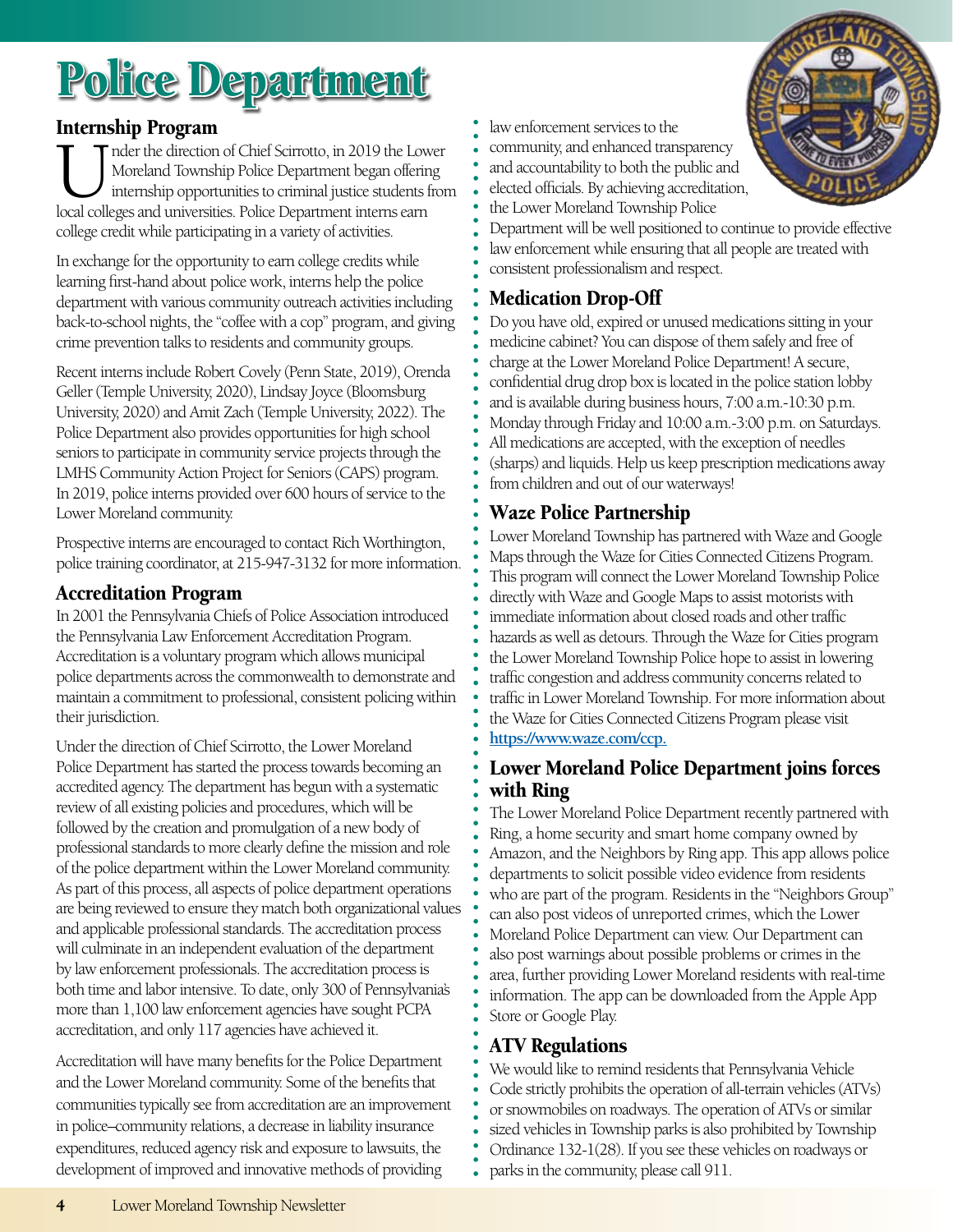# Police Department

## Internship Program

Under the direction of Chief Scirrotto, in 2019 the Lower Moreland Township Police Department began offering internship opportunities to criminal justice students from local colleges and universities. Police Department interns earn college credit while participating in a variety of activities.

In exchange for the opportunity to earn college credits while learning first-hand about police work, interns help the police department with various community outreach activities including back-to-school nights, the "coffee with a cop" program, and giving crime prevention talks to residents and community groups.

Recent interns include Robert Covely (Penn State, 2019), Orenda Geller (Temple University, 2020), Lindsay Joyce (Bloomsburg University, 2020) and Amit Zach (Temple University, 2022). The Police Department also provides opportunities for high school seniors to participate in community service projects through the LMHS Community Action Project for Seniors (CAPS) program. In 2019, police interns provided over 600 hours of service to the Lower Moreland community.

Prospective interns are encouraged to contact Rich Worthington, police training coordinator, at 215-947-3132 for more information.

## Accreditation Program

In 2001 the Pennsylvania Chiefs of Police Association introduced the Pennsylvania Law Enforcement Accreditation Program. Accreditation is a voluntary program which allows municipal police departments across the commonwealth to demonstrate and maintain a commitment to professional, consistent policing within their jurisdiction.

Under the direction of Chief Scirrotto, the Lower Moreland Police Department has started the process towards becoming an accredited agency. The department has begun with a systematic review of all existing policies and procedures, which will be followed by the creation and promulgation of a new body of professional standards to more clearly define the mission and role of the police department within the Lower Moreland community. As part of this process, all aspects of police department operations are being reviewed to ensure they match both organizational values and applicable professional standards. The accreditation process will culminate in an independent evaluation of the department by law enforcement professionals. The accreditation process is both time and labor intensive. To date, only 300 of Pennsylvania's more than 1,100 law enforcement agencies have sought PCPA accreditation, and only 117 agencies have achieved it.

Accreditation will have many benefits for the Police Department and the Lower Moreland community. Some of the benefits that communities typically see from accreditation are an improvement in police–community relations, a decrease in liability insurance expenditures, reduced agency risk and exposure to lawsuits, the development of improved and innovative methods of providing law enforcement services to the community, and enhanced transparency and accountability to both the public and elected officials. By achieving accreditation, the Lower Moreland Township Police Department will be well positioned to continue to provide effective law enforcement while ensuring that all people are treated with consistent professionalism and respect.

## Medication Drop-Off

Do you have old, expired or unused medications sitting in your medicine cabinet? You can dispose of them safely and free of charge at the Lower Moreland Police Department! A secure, confidential drug drop box is located in the police station lobby and is available during business hours, 7:00 a.m.-10:30 p.m. Monday through Friday and 10:00 a.m.-3:00 p.m. on Saturdays. All medications are accepted, with the exception of needles (sharps) and liquids. Help us keep prescription medications away from children and out of our waterways!

## Waze Police Partnership

Lower Moreland Township has partnered with Waze and Google Maps through the Waze for Cities Connected Citizens Program. This program will connect the Lower Moreland Township Police directly with Waze and Google Maps to assist motorists with immediate information about closed roads and other traffic hazards as well as detours. Through the Waze for Cities program the Lower Moreland Township Police hope to assist in lowering traffic congestion and address community concerns related to traffic in Lower Moreland Township. For more information about the Waze for Cities Connected Citizens Program please visit **https://www.waze.com/ccp.**

## Lower Moreland Police Department joins forces with Ring

The Lower Moreland Police Department recently partnered with Ring, a home security and smart home company owned by Amazon, and the Neighbors by Ring app. This app allows police departments to solicit possible video evidence from residents who are part of the program. Residents in the "Neighbors Group" can also post videos of unreported crimes, which the Lower Moreland Police Department can view. Our Department can also post warnings about possible problems or crimes in the area, further providing Lower Moreland residents with real-time information. The app can be downloaded from the Apple App Store or Google Play.

## ATV Regulations

We would like to remind residents that Pennsylvania Vehicle Code strictly prohibits the operation of all-terrain vehicles (ATVs) or snowmobiles on roadways. The operation of ATVs or similar sized vehicles in Township parks is also prohibited by Township Ordinance 132-1(28). If you see these vehicles on roadways or parks in the community, please call 911.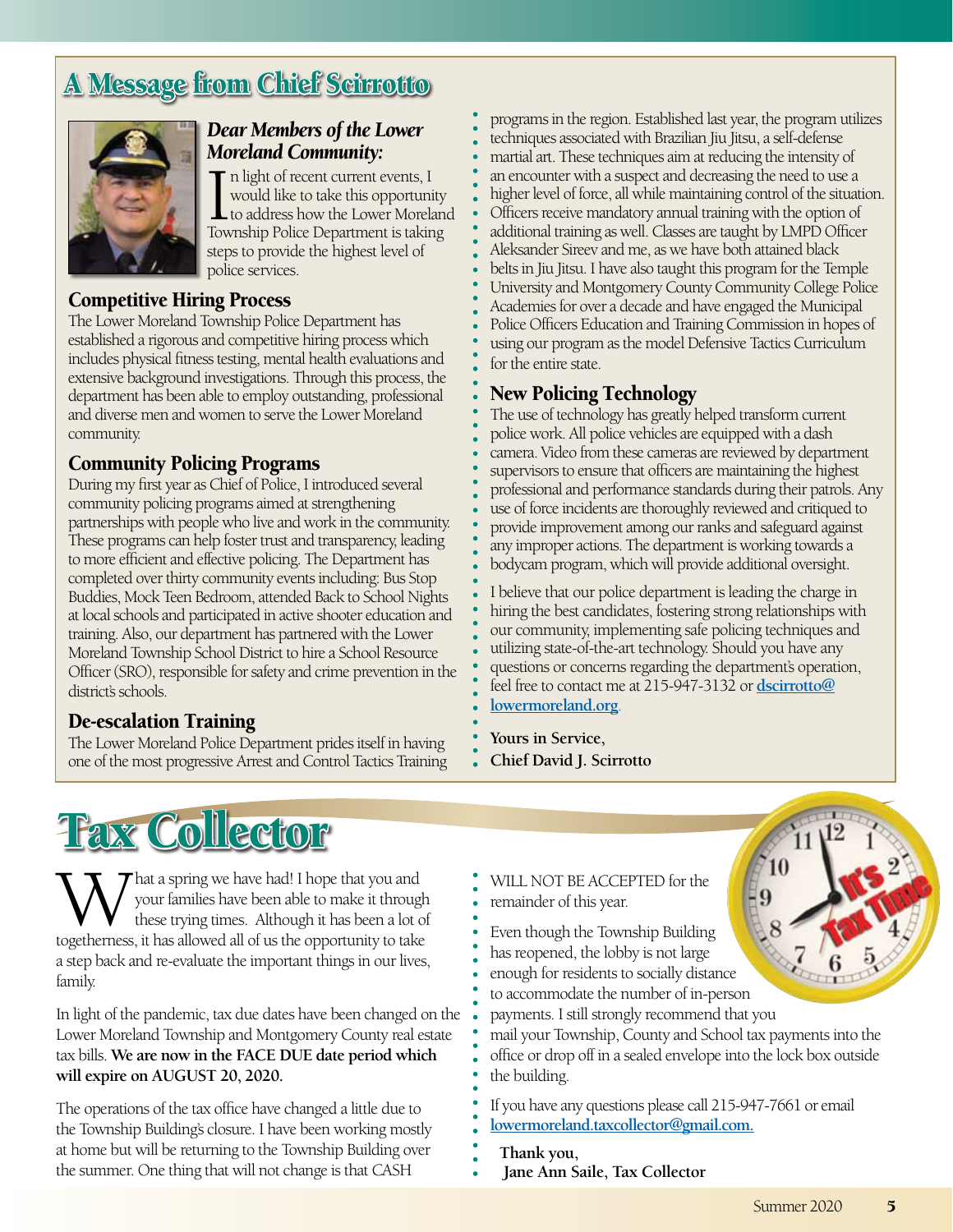# A Message from Chief Scirrotto

*Dear Members of the Lower Moreland Community:*

In light of recent current events, I would like to take this opportunity to address how the Lower Moreland Township Police Department is taking steps to provide the highest level of police services.

## Competitive Hiring Process

The Lower Moreland Township Police Department has established a rigorous and competitive hiring process which includes physical fitness testing, mental health evaluations and extensive background investigations. Through this process, the department has been able to employ outstanding, professional and diverse men and women to serve the Lower Moreland community.

## Community Policing Programs

During my first year as Chief of Police, I introduced several community policing programs aimed at strengthening partnerships with people who live and work in the community. These programs can help foster trust and transparency, leading to more efficient and effective policing. The Department has completed over thirty community events including: Bus Stop Buddies, Mock Teen Bedroom, attended Back to School Nights at local schools and participated in active shooter education and training. Also, our department has partnered with the Lower Moreland Township School District to hire a School Resource Officer (SRO), responsible for safety and crime prevention in the district's schools.

## De-escalation Training

The Lower Moreland Police Department prides itself in having one of the most progressive Arrest and Control Tactics Training programs in the region. Established last year, the program utilizes techniques associated with Brazilian Jiu Jitsu, a self-defense martial art. These techniques aim at reducing the intensity of an encounter with a suspect and decreasing the need to use a higher level of force, all while maintaining control of the situation. Officers receive mandatory annual training with the option of additional training as well. Classes are taught by LMPD Officer Aleksander Sireev and me, as we have both attained black belts in Jiu Jitsu. I have also taught this program for the Temple University and Montgomery County Community College Police Academies for over a decade and have engaged the Municipal Police Officers Education and Training Commission in hopes of using our program as the model Defensive Tactics Curriculum for the entire state.

## New Policing Technology

The use of technology has greatly helped transform current police work. All police vehicles are equipped with a dash camera. Video from these cameras are reviewed by department supervisors to ensure that officers are maintaining the highest professional and performance standards during their patrols. Any use of force incidents are thoroughly reviewed and critiqued to provide improvement among our ranks and safeguard against any improper actions. The department is working towards a bodycam program, which will provide additional oversight.

I believe that our police department is leading the charge in hiring the best candidates, fostering strong relationships with our community, implementing safe policing techniques and utilizing state-of-the-art technology. Should you have any questions or concerns regarding the department's operation, feel free to contact me at 215-947-3132 or **dscirrotto@lowermoreland.org**.

**Yours in Service,**
**Chief David J. Scirrotto**

# Tax Collector

What a spring we have had! I hope that you and your families have been able to make it through these trying times. Although it has been a lot of togetherness, it has allowed all of us the opportunity to take a step back and re-evaluate the important things in our lives, family.

In light of the pandemic, tax due dates have been changed on the Lower Moreland Township and Montgomery County real estate tax bills. **We are now in the FACE DUE date period which will expire on AUGUST 20, 2020.**

The operations of the tax office have changed a little due to the Township Building's closure. I have been working mostly at home but will be returning to the Township Building over the summer. One thing that will not change is that CASH WILL NOT BE ACCEPTED for the remainder of this year.

Even though the Township Building has reopened, the lobby is not large enough for residents to socially distance to accommodate the number of in-person payments. I still strongly recommend that you mail your Township, County and School tax payments into the office or drop off in a sealed envelope into the lock box outside the building.

If you have any questions please call 215-947-7661 or email **lowermoreland.taxcollector@gmail.com.**

**Thank you,**
**Jane Ann Saile, Tax Collector**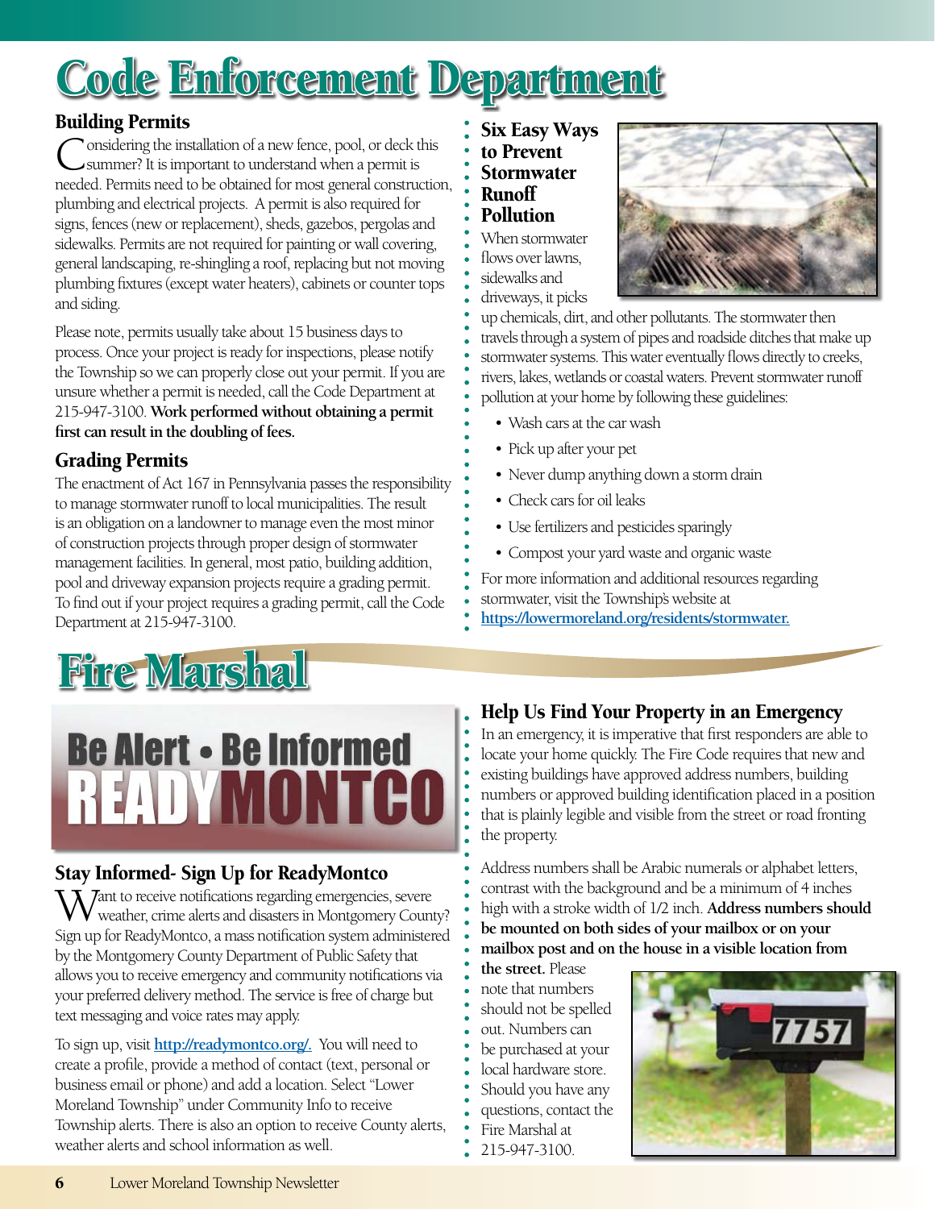# Code Enforcement Department

## Building Permits

Considering the installation of a new fence, pool, or deck this summer? It is important to understand when a permit is needed. Permits need to be obtained for most general construction, plumbing and electrical projects. A permit is also required for signs, fences (new or replacement), sheds, gazebos, pergolas and sidewalks. Permits are not required for painting or wall covering, general landscaping, re-shingling a roof, replacing but not moving plumbing fixtures (except water heaters), cabinets or counter tops and siding.

Please note, permits usually take about 15 business days to process. Once your project is ready for inspections, please notify the Township so we can properly close out your permit. If you are unsure whether a permit is needed, call the Code Department at 215-947-3100. **Work performed without obtaining a permit first can result in the doubling of fees.**

## Grading Permits

The enactment of Act 167 in Pennsylvania passes the responsibility to manage stormwater runoff to local municipalities. The result is an obligation on a landowner to manage even the most minor of construction projects through proper design of stormwater management facilities. In general, most patio, building addition, pool and driveway expansion projects require a grading permit. To find out if your project requires a grading permit, call the Code Department at 215-947-3100.

## Six Easy Ways to Prevent Stormwater Runoff Pollution

When stormwater flows over lawns, sidewalks and driveways, it picks up chemicals, dirt, and other pollutants. The stormwater then travels through a system of pipes and roadside ditches that make up stormwater systems. This water eventually flows directly to creeks, rivers, lakes, wetlands or coastal waters. Prevent stormwater runoff pollution at your home by following these guidelines:

- Wash cars at the car wash
- Pick up after your pet
- Never dump anything down a storm drain
- Check cars for oil leaks
- Use fertilizers and pesticides sparingly
- Compost your yard waste and organic waste

For more information and additional resources regarding stormwater, visit the Township's website at **https://lowermoreland.org/residents/stormwater.**

# Fire Marshal

Be Alert • Be Informed
READYMONTCO

## Stay Informed- Sign Up for ReadyMontco

Want to receive notifications regarding emergencies, severe weather, crime alerts and disasters in Montgomery County? Sign up for ReadyMontco, a mass notification system administered by the Montgomery County Department of Public Safety that allows you to receive emergency and community notifications via your preferred delivery method. The service is free of charge but text messaging and voice rates may apply.

To sign up, visit **http://readymontco.org/.** You will need to create a profile, provide a method of contact (text, personal or business email or phone) and add a location. Select "Lower Moreland Township" under Community Info to receive Township alerts. There is also an option to receive County alerts, weather alerts and school information as well.

## Help Us Find Your Property in an Emergency

In an emergency, it is imperative that first responders are able to locate your home quickly. The Fire Code requires that new and existing buildings have approved address numbers, building numbers or approved building identification placed in a position that is plainly legible and visible from the street or road fronting the property.

Address numbers shall be Arabic numerals or alphabet letters, contrast with the background and be a minimum of 4 inches high with a stroke width of 1/2 inch. **Address numbers should be mounted on both sides of your mailbox or on your mailbox post and on the house in a visible location from the street.** Please note that numbers should not be spelled out. Numbers can be purchased at your local hardware store. Should you have any questions, contact the Fire Marshal at 215-947-3100.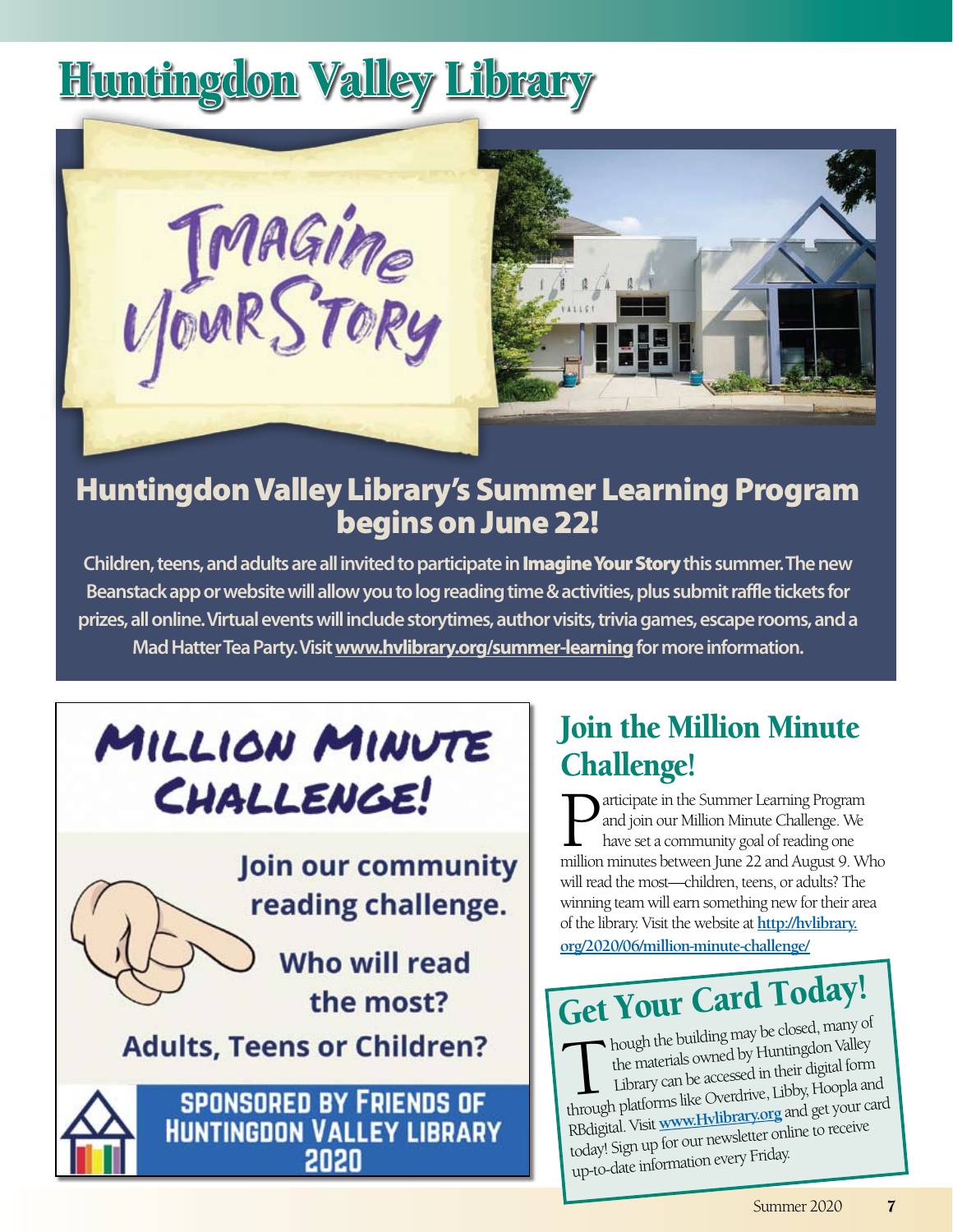# Huntingdon Valley Library

Imagine Your Story

## Huntingdon Valley Library's Summer Learning Program begins on June 22!

**Children, teens, and adults are all invited to participate in Imagine Your Story this summer. The new Beanstack app or website will allow you to log reading time & activities, plus submit raffle tickets for prizes, all online. Virtual events will include storytimes, author visits, trivia games, escape rooms, and a Mad Hatter Tea Party. Visit www.hvlibrary.org/summer-learning for more information.**

MILLION MINUTE CHALLENGE!

Join our community reading challenge.

Who will read the most?

Adults, Teens or Children?

SPONSORED BY FRIENDS OF HUNTINGDON VALLEY LIBRARY 2020

## Join the Million Minute Challenge!

Participate in the Summer Learning Program and join our Million Minute Challenge. We have set a community goal of reading one million minutes between June 22 and August 9. Who will read the most—children, teens, or adults? The winning team will earn something new for their area of the library. Visit the website at **http://hvlibrary.org/2020/06/million-minute-challenge/**

## Get Your Card Today!

Though the building may be closed, many of the materials owned by Huntingdon Valley Library can be accessed in their digital form through platforms like Overdrive, Libby, Hoopla and RBdigital. Visit **www.Hvlibrary.org** and get your card today! Sign up for our newsletter online to receive up-to-date information every Friday.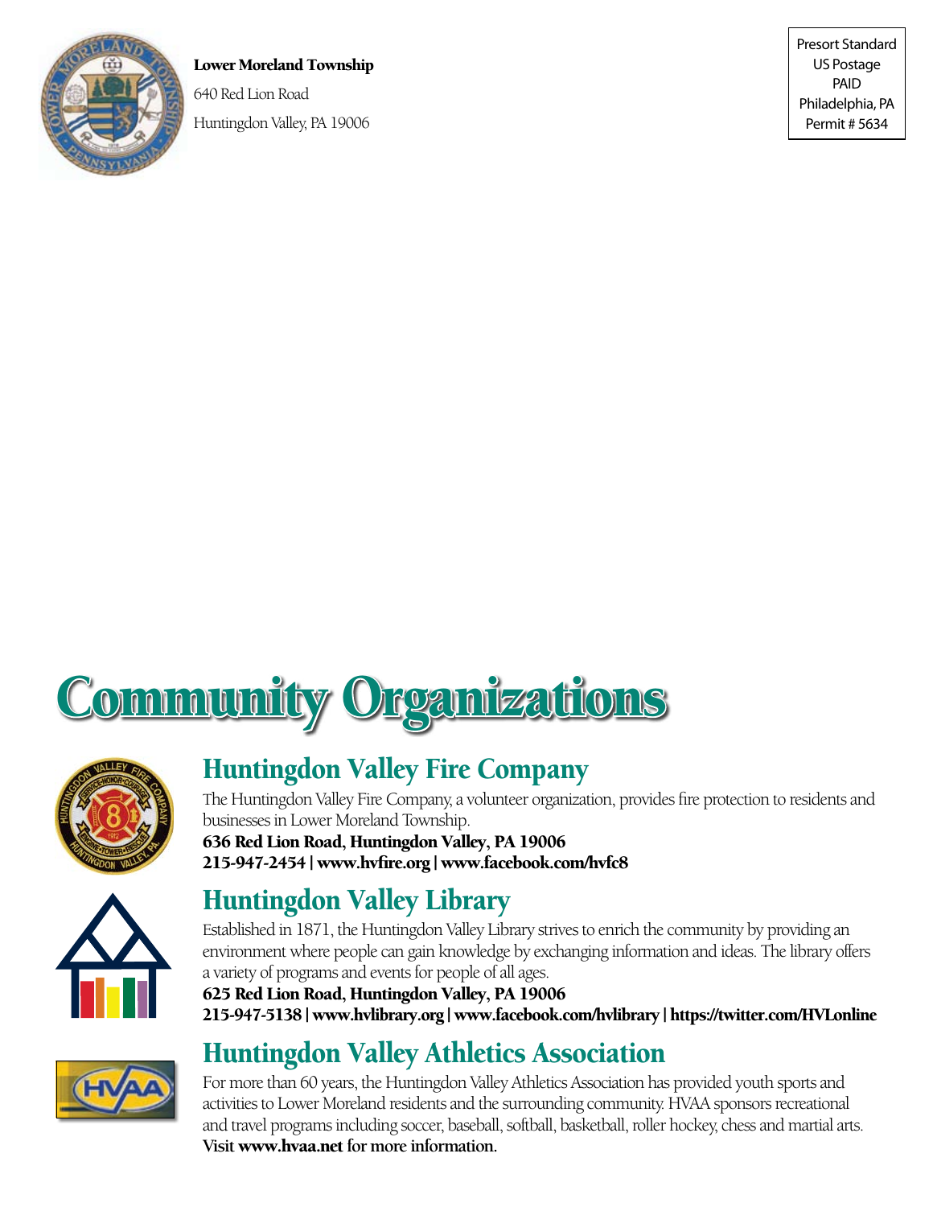**Lower Moreland Township**

640 Red Lion Road

Huntingdon Valley, PA 19006

Presort Standard
US Postage
PAID
Philadelphia, PA
Permit # 5634

# Community Organizations

## Huntingdon Valley Fire Company

The Huntingdon Valley Fire Company, a volunteer organization, provides fire protection to residents and businesses in Lower Moreland Township.

**636 Red Lion Road, Huntingdon Valley, PA 19006**
**215-947-2454 | www.hvfire.org | www.facebook.com/hvfc8**

## Huntingdon Valley Library

Established in 1871, the Huntingdon Valley Library strives to enrich the community by providing an environment where people can gain knowledge by exchanging information and ideas. The library offers a variety of programs and events for people of all ages.

**625 Red Lion Road, Huntingdon Valley, PA 19006**
**215-947-5138 | www.hvlibrary.org | www.facebook.com/hvlibrary | https://twitter.com/HVLonline**

## Huntingdon Valley Athletics Association

For more than 60 years, the Huntingdon Valley Athletics Association has provided youth sports and activities to Lower Moreland residents and the surrounding community. HVAA sponsors recreational and travel programs including soccer, baseball, softball, basketball, roller hockey, chess and martial arts. **Visit www.hvaa.net for more information.**